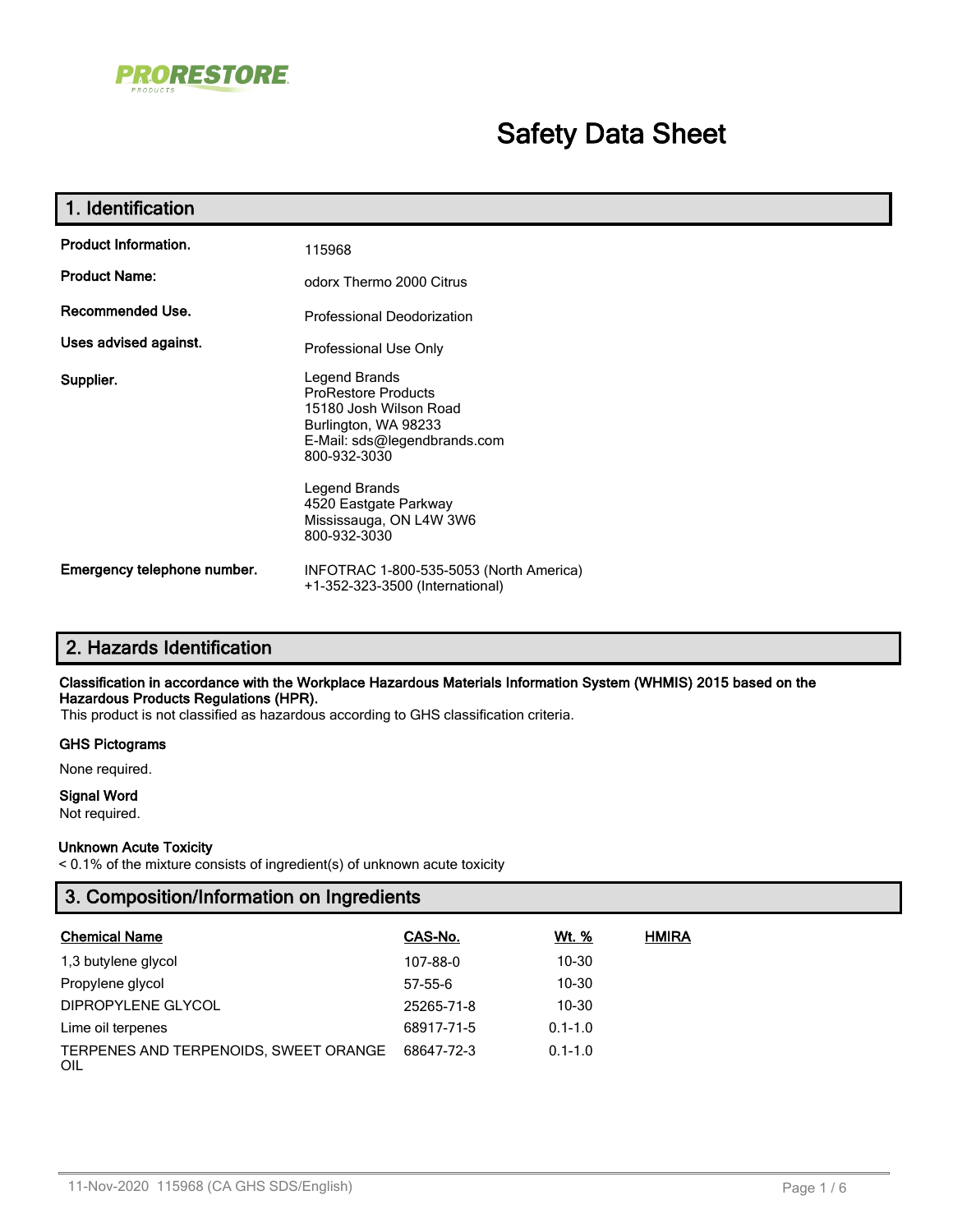PRORESTORE PRODUCTS

# Safety Data Sheet

## 1. Identification

| | |
|---|---|
| **Product Information.** | 115968 |
| **Product Name:** | odorx Thermo 2000 Citrus |
| **Recommended Use.** | Professional Deodorization |
| **Uses advised against.** | Professional Use Only |
| **Supplier.** | Legend Brands<br>ProRestore Products<br>15180 Josh Wilson Road<br>Burlington, WA 98233<br>E-Mail: sds@legendbrands.com<br>800-932-3030<br><br>Legend Brands<br>4520 Eastgate Parkway<br>Mississauga, ON L4W 3W6<br>800-932-3030 |
| **Emergency telephone number.** | INFOTRAC 1-800-535-5053 (North America)<br>+1-352-323-3500 (International) |

## 2. Hazards Identification

**Classification in accordance with the Workplace Hazardous Materials Information System (WHMIS) 2015 based on the Hazardous Products Regulations (HPR).**

This product is not classified as hazardous according to GHS classification criteria.

**GHS Pictograms**

None required.

**Signal Word**

Not required.

**Unknown Acute Toxicity**

< 0.1% of the mixture consists of ingredient(s) of unknown acute toxicity

## 3. Composition/Information on Ingredients

| Chemical Name | CAS-No. | Wt. % | HMIRA |
|---|---|---|---|
| 1,3 butylene glycol | 107-88-0 | 10-30 | |
| Propylene glycol | 57-55-6 | 10-30 | |
| DIPROPYLENE GLYCOL | 25265-71-8 | 10-30 | |
| Lime oil terpenes | 68917-71-5 | 0.1-1.0 | |
| TERPENES AND TERPENOIDS, SWEET ORANGE OIL | 68647-72-3 | 0.1-1.0 | |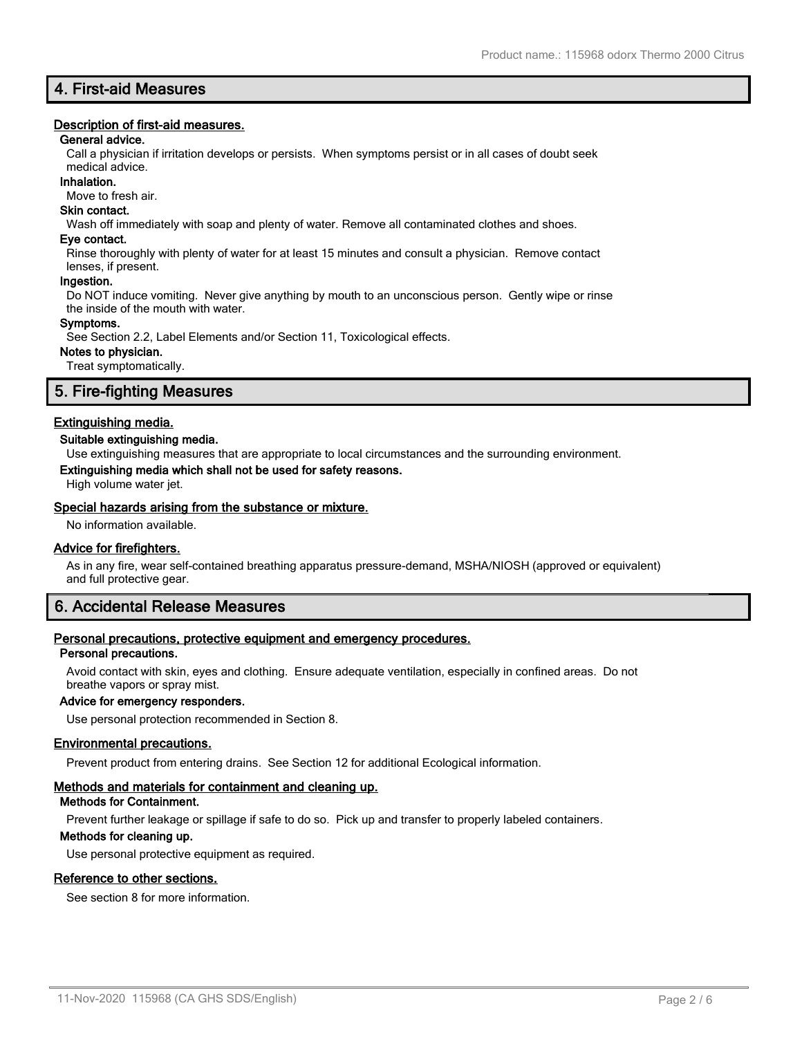## 4. First-aid Measures

### Description of first-aid measures.

**General advice.**

Call a physician if irritation develops or persists. When symptoms persist or in all cases of doubt seek medical advice.

**Inhalation.**

Move to fresh air.

**Skin contact.**

Wash off immediately with soap and plenty of water. Remove all contaminated clothes and shoes.

**Eye contact.**

Rinse thoroughly with plenty of water for at least 15 minutes and consult a physician. Remove contact lenses, if present.

**Ingestion.**

Do NOT induce vomiting. Never give anything by mouth to an unconscious person. Gently wipe or rinse the inside of the mouth with water.

**Symptoms.**

See Section 2.2, Label Elements and/or Section 11, Toxicological effects.

**Notes to physician.**

Treat symptomatically.

## 5. Fire-fighting Measures

### Extinguishing media.

**Suitable extinguishing media.**

Use extinguishing measures that are appropriate to local circumstances and the surrounding environment.

**Extinguishing media which shall not be used for safety reasons.**

High volume water jet.

### Special hazards arising from the substance or mixture.

No information available.

### Advice for firefighters.

As in any fire, wear self-contained breathing apparatus pressure-demand, MSHA/NIOSH (approved or equivalent) and full protective gear.

## 6. Accidental Release Measures

### Personal precautions, protective equipment and emergency procedures.

**Personal precautions.**

Avoid contact with skin, eyes and clothing. Ensure adequate ventilation, especially in confined areas. Do not breathe vapors or spray mist.

**Advice for emergency responders.**

Use personal protection recommended in Section 8.

### Environmental precautions.

Prevent product from entering drains. See Section 12 for additional Ecological information.

### Methods and materials for containment and cleaning up.

**Methods for Containment.**

Prevent further leakage or spillage if safe to do so. Pick up and transfer to properly labeled containers.

**Methods for cleaning up.**

Use personal protective equipment as required.

### Reference to other sections.

See section 8 for more information.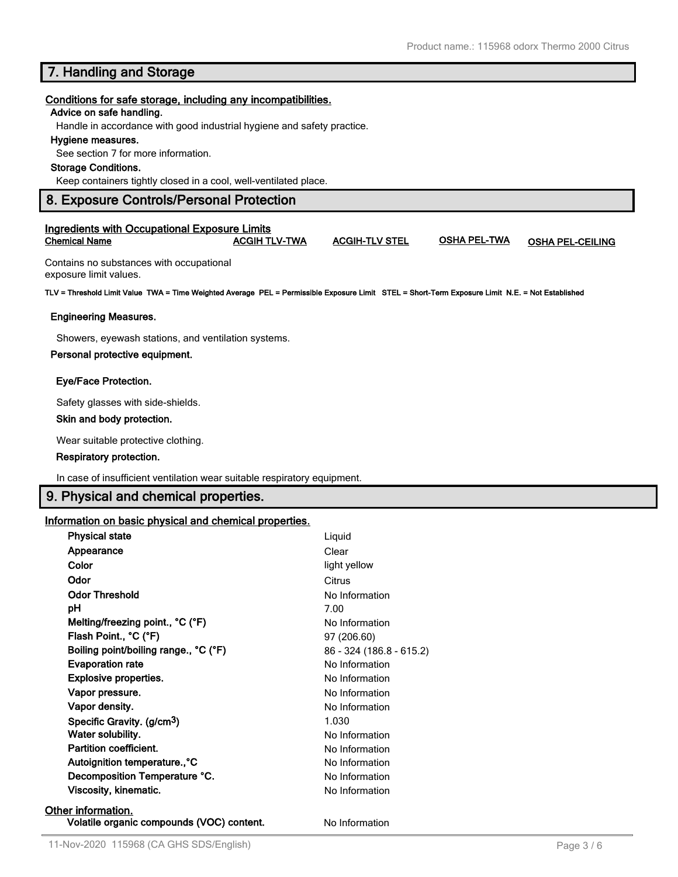## 7. Handling and Storage

**Conditions for safe storage, including any incompatibilities.**

**Advice on safe handling.**

Handle in accordance with good industrial hygiene and safety practice.

**Hygiene measures.**

See section 7 for more information.

**Storage Conditions.**

Keep containers tightly closed in a cool, well-ventilated place.

## 8. Exposure Controls/Personal Protection

**Ingredients with Occupational Exposure Limits**

| Chemical Name | ACGIH TLV-TWA | ACGIH-TLV STEL | OSHA PEL-TWA | OSHA PEL-CEILING |
| --- | --- | --- | --- | --- |
| Contains no substances with occupational exposure limit values. | | | | |

**TLV = Threshold Limit Value TWA = Time Weighted Average PEL = Permissible Exposure Limit STEL = Short-Term Exposure Limit N.E. = Not Established**

**Engineering Measures.**

Showers, eyewash stations, and ventilation systems.

**Personal protective equipment.**

**Eye/Face Protection.**

Safety glasses with side-shields.

**Skin and body protection.**

Wear suitable protective clothing.

**Respiratory protection.**

In case of insufficient ventilation wear suitable respiratory equipment.

## 9. Physical and chemical properties.

**Information on basic physical and chemical properties.**

| Property | Value |
| --- | --- |
| **Physical state** | Liquid |
| **Appearance** | Clear |
| **Color** | light yellow |
| **Odor** | Citrus |
| **Odor Threshold** | No Information |
| **pH** | 7.00 |
| **Melting/freezing point., °C (°F)** | No Information |
| **Flash Point., °C (°F)** | 97 (206.60) |
| **Boiling point/boiling range., °C (°F)** | 86 - 324 (186.8 - 615.2) |
| **Evaporation rate** | No Information |
| **Explosive properties.** | No Information |
| **Vapor pressure.** | No Information |
| **Vapor density.** | No Information |
| **Specific Gravity. ($g/cm^3$)** | 1.030 |
| **Water solubility.** | No Information |
| **Partition coefficient.** | No Information |
| **Autoignition temperature.,°C** | No Information |
| **Decomposition Temperature °C.** | No Information |
| **Viscosity, kinematic.** | No Information |

**Other information.**

| Property | Value |
| --- | --- |
| **Volatile organic compounds (VOC) content.** | No Information |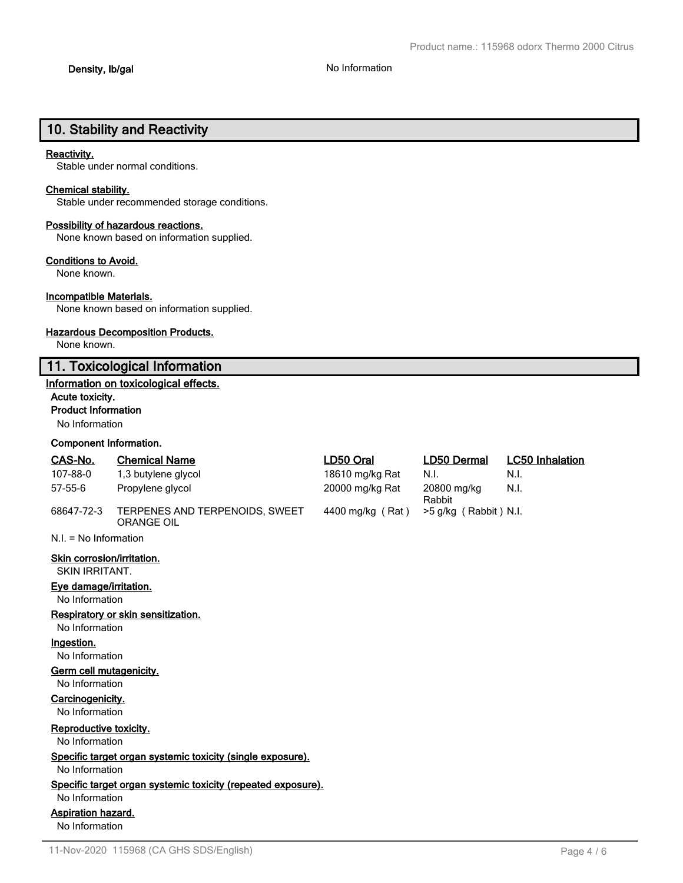**Density, lb/gal** No Information

## 10. Stability and Reactivity

**Reactivity.**

Stable under normal conditions.

**Chemical stability.**

Stable under recommended storage conditions.

**Possibility of hazardous reactions.**

None known based on information supplied.

**Conditions to Avoid.**

None known.

**Incompatible Materials.**

None known based on information supplied.

**Hazardous Decomposition Products.**

None known.

## 11. Toxicological Information

**Information on toxicological effects.**

**Acute toxicity.**

**Product Information**

No Information

**Component Information.**

| CAS-No. | Chemical Name | LD50 Oral | LD50 Dermal | LC50 Inhalation |
|---|---|---|---|---|
| 107-88-0 | 1,3 butylene glycol | 18610 mg/kg Rat | N.I. | N.I. |
| 57-55-6 | Propylene glycol | 20000 mg/kg Rat | 20800 mg/kg Rabbit | N.I. |
| 68647-72-3 | TERPENES AND TERPENOIDS, SWEET ORANGE OIL | 4400 mg/kg ( Rat ) | >5 g/kg ( Rabbit ) | N.I. |

N.I. = No Information

**Skin corrosion/irritation.**

SKIN IRRITANT.

**Eye damage/irritation.**

No Information

**Respiratory or skin sensitization.**

No Information

**Ingestion.**

No Information

**Germ cell mutagenicity.**

No Information

**Carcinogenicity.**

No Information

**Reproductive toxicity.**

No Information

**Specific target organ systemic toxicity (single exposure).**

No Information

**Specific target organ systemic toxicity (repeated exposure).**

No Information

**Aspiration hazard.**

No Information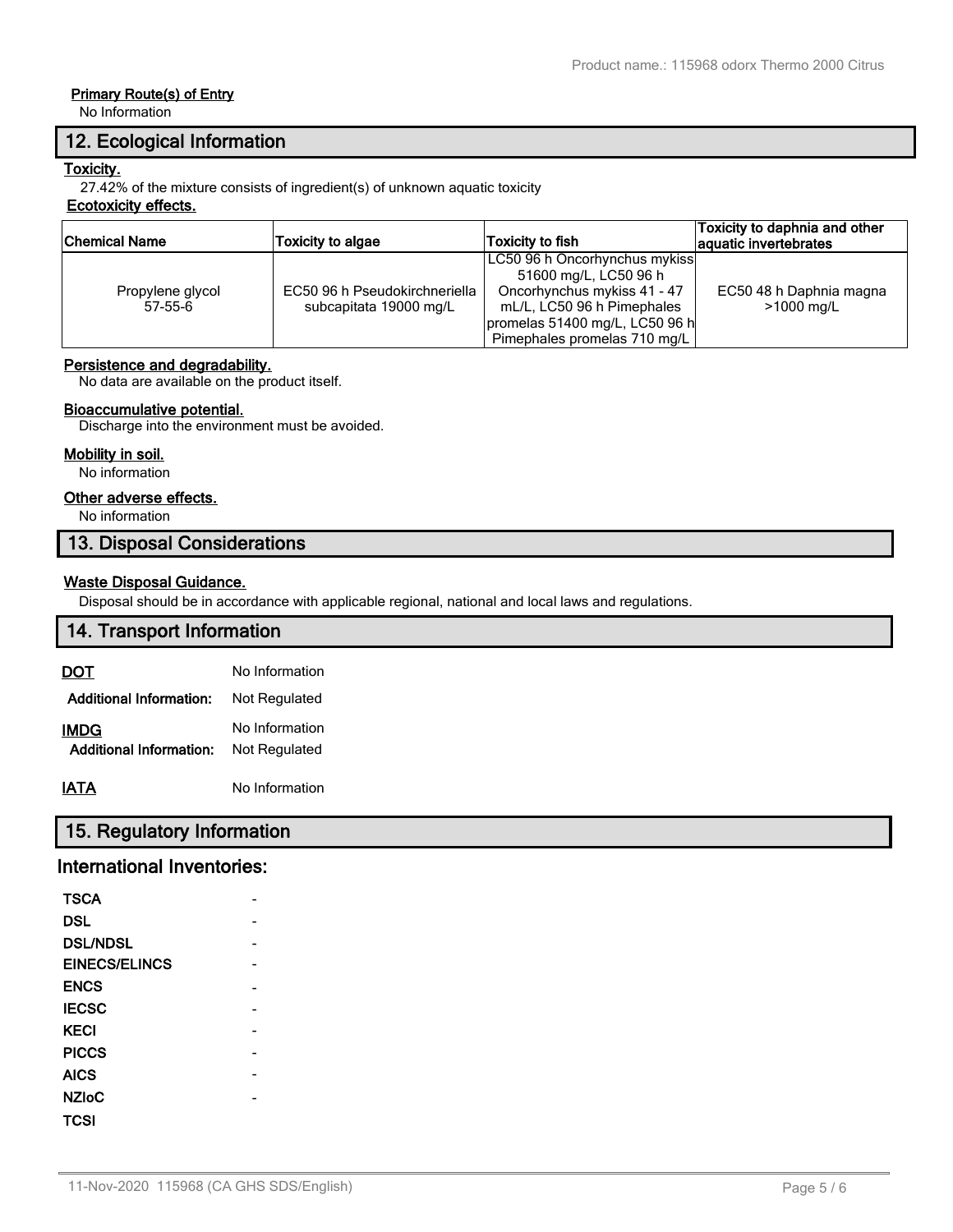**Primary Route(s) of Entry**

No Information

## 12. Ecological Information

**Toxicity.**

27.42% of the mixture consists of ingredient(s) of unknown aquatic toxicity

**Ecotoxicity effects.**

| Chemical Name | Toxicity to algae | Toxicity to fish | Toxicity to daphnia and other aquatic invertebrates |
|---|---|---|---|
| Propylene glycol 57-55-6 | EC50 96 h Pseudokirchneriella subcapitata 19000 mg/L | LC50 96 h Oncorhynchus mykiss 51600 mg/L, LC50 96 h Oncorhynchus mykiss 41 - 47 mL/L, LC50 96 h Pimephales promelas 51400 mg/L, LC50 96 h Pimephales promelas 710 mg/L | EC50 48 h Daphnia magna >1000 mg/L |

**Persistence and degradability.**

No data are available on the product itself.

**Bioaccumulative potential.**

Discharge into the environment must be avoided.

**Mobility in soil.**

No information

**Other adverse effects.**

No information

## 13. Disposal Considerations

**Waste Disposal Guidance.**

Disposal should be in accordance with applicable regional, national and local laws and regulations.

## 14. Transport Information

**DOT** No Information

**Additional Information:** Not Regulated

**IMDG** No Information

**Additional Information:** Not Regulated

**IATA** No Information

## 15. Regulatory Information

### International Inventories:

| | |
|---|---|
| **TSCA** | - |
| **DSL** | - |
| **DSL/NDSL** | - |
| **EINECS/ELINCS** | - |
| **ENCS** | - |
| **IECSC** | - |
| **KECI** | - |
| **PICCS** | - |
| **AICS** | - |
| **NZIoC** | - |
| **TCSI** | |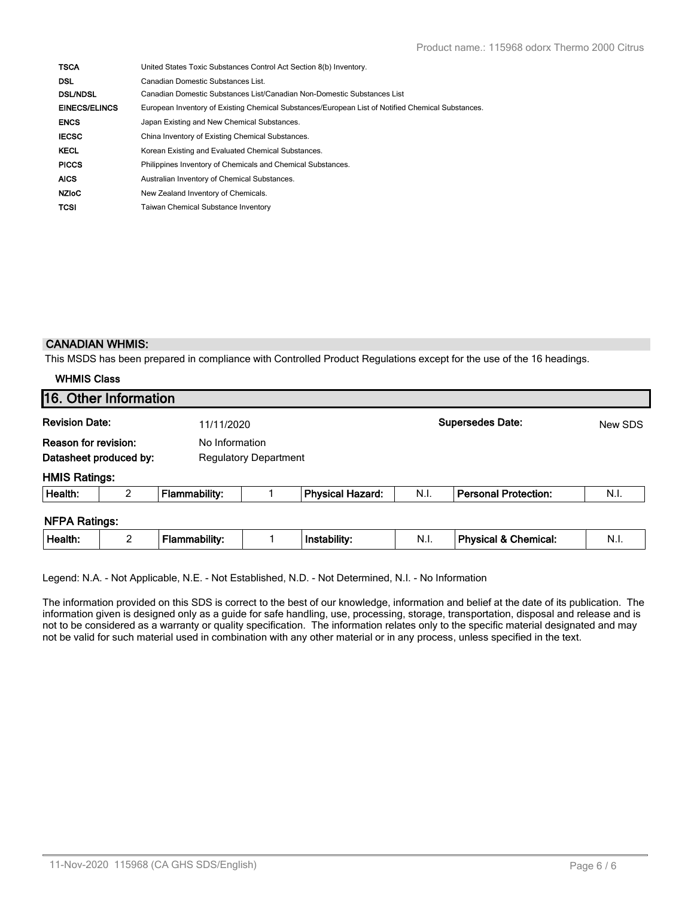| | |
|---|---|
| **TSCA** | United States Toxic Substances Control Act Section 8(b) Inventory. |
| **DSL** | Canadian Domestic Substances List. |
| **DSL/NDSL** | Canadian Domestic Substances List/Canadian Non-Domestic Substances List |
| **EINECS/ELINCS** | European Inventory of Existing Chemical Substances/European List of Notified Chemical Substances. |
| **ENCS** | Japan Existing and New Chemical Substances. |
| **IECSC** | China Inventory of Existing Chemical Substances. |
| **KECL** | Korean Existing and Evaluated Chemical Substances. |
| **PICCS** | Philippines Inventory of Chemicals and Chemical Substances. |
| **AICS** | Australian Inventory of Chemical Substances. |
| **NZIoC** | New Zealand Inventory of Chemicals. |
| **TCSI** | Taiwan Chemical Substance Inventory |

### CANADIAN WHMIS:

This MSDS has been prepared in compliance with Controlled Product Regulations except for the use of the 16 headings.

**WHMIS Class**

## 16. Other Information

**Revision Date:** 11/11/2020 **Supersedes Date:** New SDS

**Reason for revision:** No Information

**Datasheet produced by:** Regulatory Department

**HMIS Ratings:**

| | | | | | | | |
|---|---|---|---|---|---|---|---|
| **Health:** | 2 | **Flammability:** | 1 | **Physical Hazard:** | N.I. | **Personal Protection:** | N.I. |

**NFPA Ratings:**

| | | | | | | | |
|---|---|---|---|---|---|---|---|
| **Health:** | 2 | **Flammability:** | 1 | **Instability:** | N.I. | **Physical & Chemical:** | N.I. |

Legend: N.A. - Not Applicable, N.E. - Not Established, N.D. - Not Determined, N.I. - No Information

The information provided on this SDS is correct to the best of our knowledge, information and belief at the date of its publication. The information given is designed only as a guide for safe handling, use, processing, storage, transportation, disposal and release and is not to be considered as a warranty or quality specification. The information relates only to the specific material designated and may not be valid for such material used in combination with any other material or in any process, unless specified in the text.